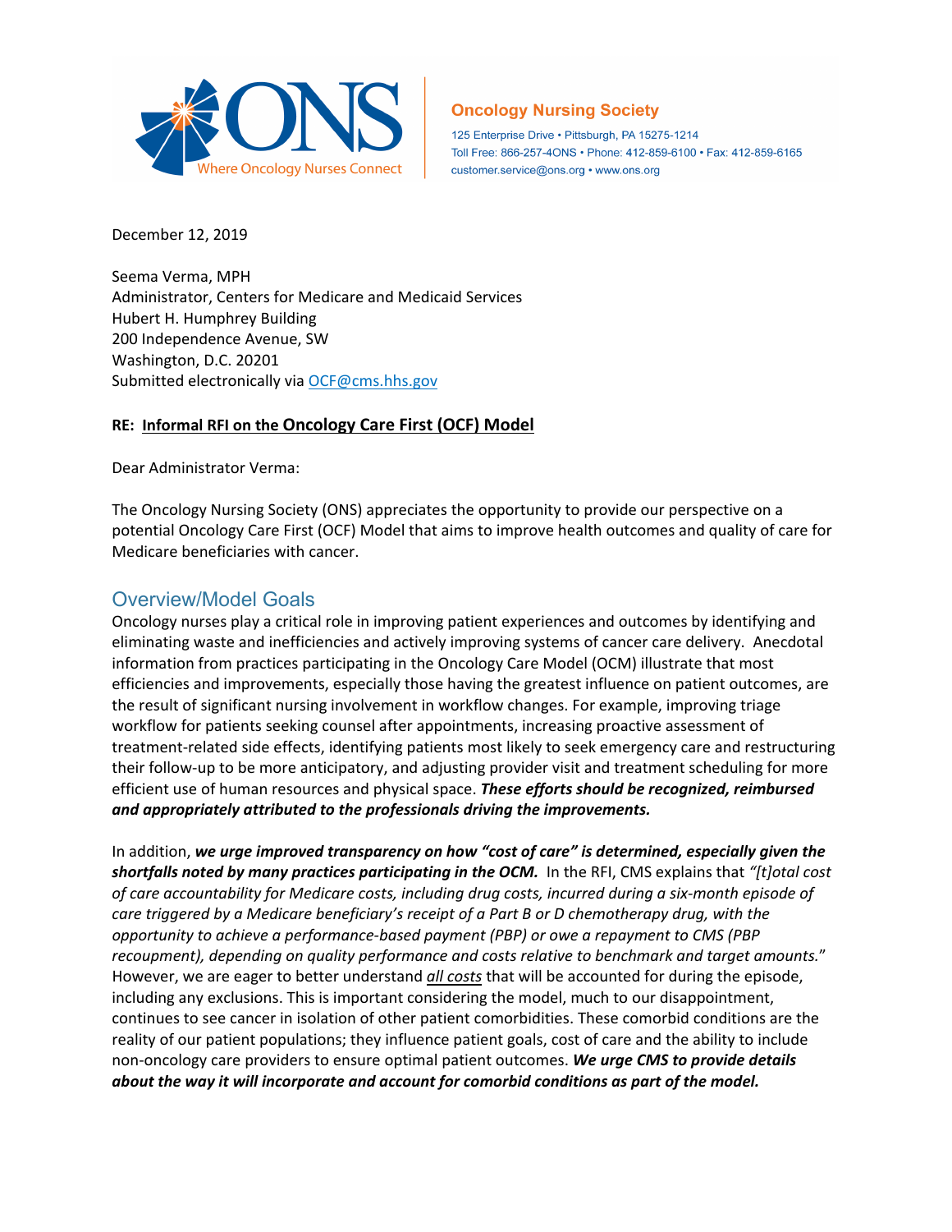Oncology Nursing Society

125 Enterprise Drive • Pittsburgh, PA 15275-1214
Toll Free: 866-257-4ONS • Phone: 412-859-6100 • Fax: 412-859-6165
customer.service@ons.org • www.ons.org

December 12, 2019

Seema Verma, MPH
Administrator, Centers for Medicare and Medicaid Services
Hubert H. Humphrey Building
200 Independence Avenue, SW
Washington, D.C. 20201
Submitted electronically via OCF@cms.hhs.gov

**RE: Informal RFI on the Oncology Care First (OCF) Model**

Dear Administrator Verma:

The Oncology Nursing Society (ONS) appreciates the opportunity to provide our perspective on a potential Oncology Care First (OCF) Model that aims to improve health outcomes and quality of care for Medicare beneficiaries with cancer.

## Overview/Model Goals

Oncology nurses play a critical role in improving patient experiences and outcomes by identifying and eliminating waste and inefficiencies and actively improving systems of cancer care delivery. Anecdotal information from practices participating in the Oncology Care Model (OCM) illustrate that most efficiencies and improvements, especially those having the greatest influence on patient outcomes, are the result of significant nursing involvement in workflow changes. For example, improving triage workflow for patients seeking counsel after appointments, increasing proactive assessment of treatment-related side effects, identifying patients most likely to seek emergency care and restructuring their follow-up to be more anticipatory, and adjusting provider visit and treatment scheduling for more efficient use of human resources and physical space. ***These efforts should be recognized, reimbursed and appropriately attributed to the professionals driving the improvements.***

In addition, ***we urge improved transparency on how "cost of care" is determined, especially given the shortfalls noted by many practices participating in the OCM.*** In the RFI, CMS explains that *"[t]otal cost of care accountability for Medicare costs, including drug costs, incurred during a six-month episode of care triggered by a Medicare beneficiary's receipt of a Part B or D chemotherapy drug, with the opportunity to achieve a performance-based payment (PBP) or owe a repayment to CMS (PBP recoupment), depending on quality performance and costs relative to benchmark and target amounts."* However, we are eager to better understand *all costs* that will be accounted for during the episode, including any exclusions. This is important considering the model, much to our disappointment, continues to see cancer in isolation of other patient comorbidities. These comorbid conditions are the reality of our patient populations; they influence patient goals, cost of care and the ability to include non-oncology care providers to ensure optimal patient outcomes. ***We urge CMS to provide details about the way it will incorporate and account for comorbid conditions as part of the model.***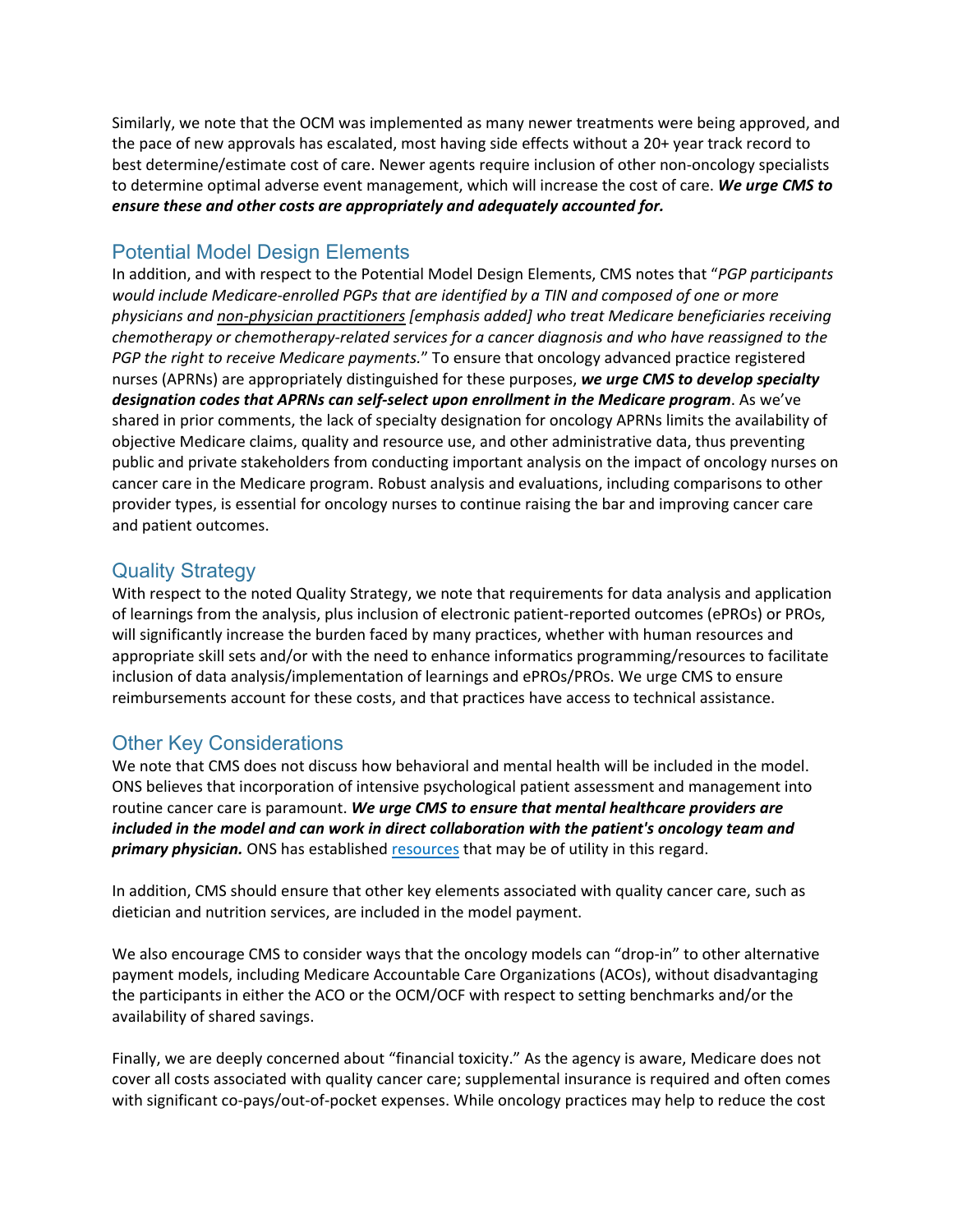Similarly, we note that the OCM was implemented as many newer treatments were being approved, and the pace of new approvals has escalated, most having side effects without a 20+ year track record to best determine/estimate cost of care. Newer agents require inclusion of other non-oncology specialists to determine optimal adverse event management, which will increase the cost of care. ***We urge CMS to ensure these and other costs are appropriately and adequately accounted for.***

## Potential Model Design Elements

In addition, and with respect to the Potential Model Design Elements, CMS notes that "*PGP participants would include Medicare-enrolled PGPs that are identified by a TIN and composed of one or more physicians and <u>non-physician practitioners</u> [emphasis added] who treat Medicare beneficiaries receiving chemotherapy or chemotherapy-related services for a cancer diagnosis and who have reassigned to the PGP the right to receive Medicare payments.*" To ensure that oncology advanced practice registered nurses (APRNs) are appropriately distinguished for these purposes, ***we urge CMS to develop specialty designation codes that APRNs can self-select upon enrollment in the Medicare program***. As we've shared in prior comments, the lack of specialty designation for oncology APRNs limits the availability of objective Medicare claims, quality and resource use, and other administrative data, thus preventing public and private stakeholders from conducting important analysis on the impact of oncology nurses on cancer care in the Medicare program. Robust analysis and evaluations, including comparisons to other provider types, is essential for oncology nurses to continue raising the bar and improving cancer care and patient outcomes.

## Quality Strategy

With respect to the noted Quality Strategy, we note that requirements for data analysis and application of learnings from the analysis, plus inclusion of electronic patient-reported outcomes (ePROs) or PROs, will significantly increase the burden faced by many practices, whether with human resources and appropriate skill sets and/or with the need to enhance informatics programming/resources to facilitate inclusion of data analysis/implementation of learnings and ePROs/PROs. We urge CMS to ensure reimbursements account for these costs, and that practices have access to technical assistance.

## Other Key Considerations

We note that CMS does not discuss how behavioral and mental health will be included in the model. ONS believes that incorporation of intensive psychological patient assessment and management into routine cancer care is paramount. ***We urge CMS to ensure that mental healthcare providers are included in the model and can work in direct collaboration with the patient's oncology team and primary physician.*** ONS has established resources that may be of utility in this regard.

In addition, CMS should ensure that other key elements associated with quality cancer care, such as dietician and nutrition services, are included in the model payment.

We also encourage CMS to consider ways that the oncology models can "drop-in" to other alternative payment models, including Medicare Accountable Care Organizations (ACOs), without disadvantaging the participants in either the ACO or the OCM/OCF with respect to setting benchmarks and/or the availability of shared savings.

Finally, we are deeply concerned about "financial toxicity." As the agency is aware, Medicare does not cover all costs associated with quality cancer care; supplemental insurance is required and often comes with significant co-pays/out-of-pocket expenses. While oncology practices may help to reduce the cost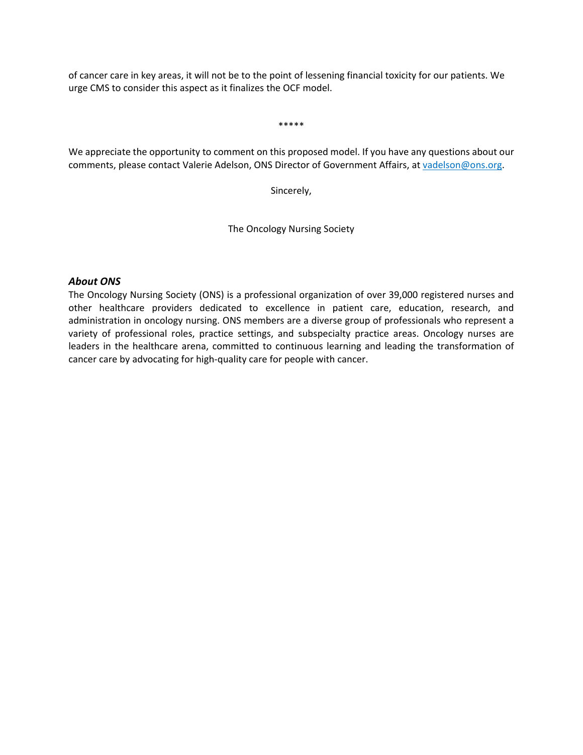of cancer care in key areas, it will not be to the point of lessening financial toxicity for our patients. We urge CMS to consider this aspect as it finalizes the OCF model.

*****

We appreciate the opportunity to comment on this proposed model. If you have any questions about our comments, please contact Valerie Adelson, ONS Director of Government Affairs, at vadelson@ons.org.

Sincerely,

The Oncology Nursing Society

### *About ONS*

The Oncology Nursing Society (ONS) is a professional organization of over 39,000 registered nurses and other healthcare providers dedicated to excellence in patient care, education, research, and administration in oncology nursing. ONS members are a diverse group of professionals who represent a variety of professional roles, practice settings, and subspecialty practice areas. Oncology nurses are leaders in the healthcare arena, committed to continuous learning and leading the transformation of cancer care by advocating for high-quality care for people with cancer.